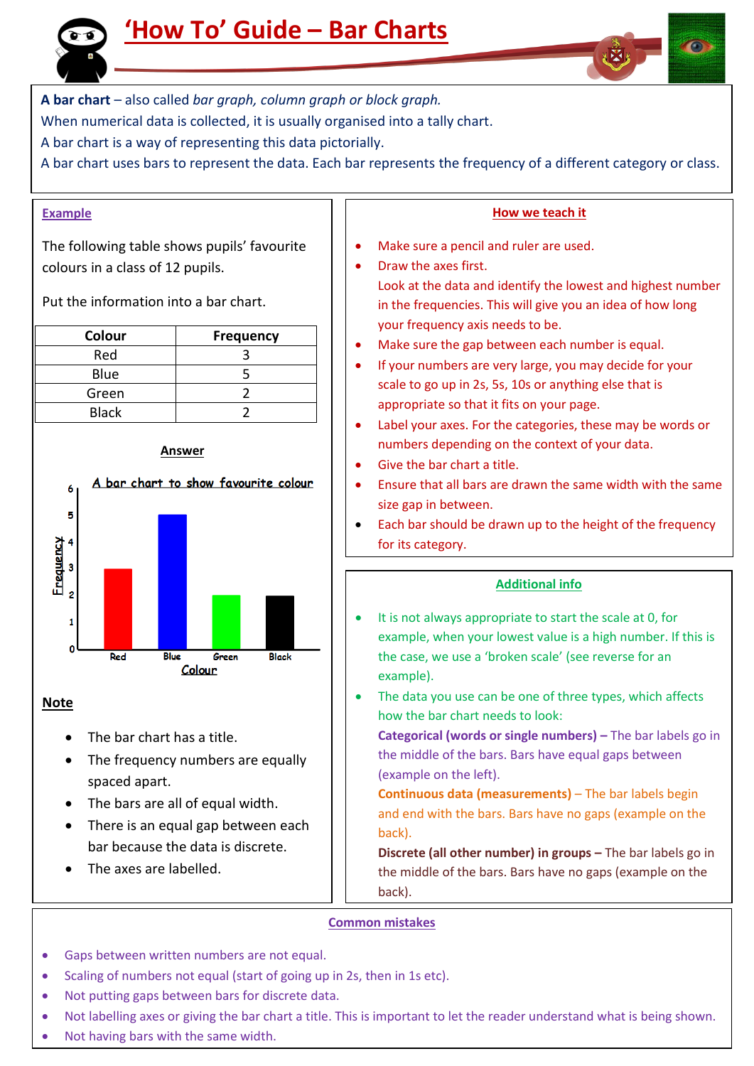# 'How To' Guide – Bar Charts

**A bar chart** – also called *bar graph, column graph or block graph.*

When numerical data is collected, it is usually organised into a tally chart.

A bar chart is a way of representing this data pictorially.

A bar chart uses bars to represent the data. Each bar represents the frequency of a different category or class.

## Example

The following table shows pupils' favourite colours in a class of 12 pupils.

Put the information into a bar chart.

| Colour | Frequency |
|---|---|
| Red | 3 |
| Blue | 5 |
| Green | 2 |
| Black | 2 |

### Answer

A bar chart to show favourite colour

Frequency

Red Blue Green Black

Colour

### Note

- The bar chart has a title.
- The frequency numbers are equally spaced apart.
- The bars are all of equal width.
- There is an equal gap between each bar because the data is discrete.
- The axes are labelled.

## How we teach it

- Make sure a pencil and ruler are used.
- Draw the axes first.
  Look at the data and identify the lowest and highest number in the frequencies. This will give you an idea of how long your frequency axis needs to be.
- Make sure the gap between each number is equal.
- If your numbers are very large, you may decide for your scale to go up in 2s, 5s, 10s or anything else that is appropriate so that it fits on your page.
- Label your axes. For the categories, these may be words or numbers depending on the context of your data.
- Give the bar chart a title.
- Ensure that all bars are drawn the same width with the same size gap in between.
- Each bar should be drawn up to the height of the frequency for its category.

## Additional info

- It is not always appropriate to start the scale at 0, for example, when your lowest value is a high number. If this is the case, we use a 'broken scale' (see reverse for an example).
- The data you use can be one of three types, which affects how the bar chart needs to look:
  **Categorical (words or single numbers) –** The bar labels go in the middle of the bars. Bars have equal gaps between (example on the left).
  **Continuous data (measurements)** – The bar labels begin and end with the bars. Bars have no gaps (example on the back).
  **Discrete (all other number) in groups –** The bar labels go in the middle of the bars. Bars have no gaps (example on the back).

## Common mistakes

- Gaps between written numbers are not equal.
- Scaling of numbers not equal (start of going up in 2s, then in 1s etc).
- Not putting gaps between bars for discrete data.
- Not labelling axes or giving the bar chart a title. This is important to let the reader understand what is being shown.
- Not having bars with the same width.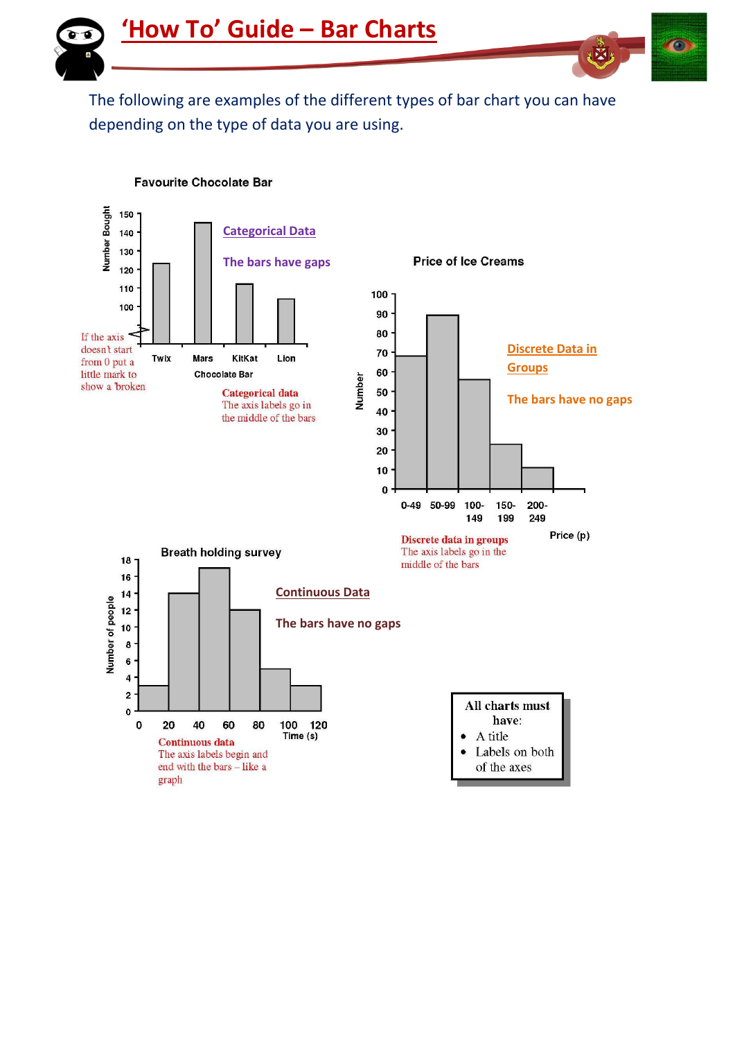# 'How To' Guide – Bar Charts

The following are examples of the different types of bar chart you can have depending on the type of data you are using.

Favourite Chocolate Bar

Number Bought

150
140
130
120
110
100

Twix
Mars
KitKat
Lion

Chocolate Bar

Categorical Data

The bars have gaps

If the axis doesn't start from 0 put a little mark to show a broken

**Categorical data**
The axis labels go in the middle of the bars

Price of Ice Creams

Number

100
90
80
70
60
50
40
30
20
10
0

0-49
50-99
100-149
150-199
200-249

Price (p)

Discrete Data in Groups

The bars have no gaps

**Discrete data in groups**
The axis labels go in the middle of the bars

Breath holding survey

Number of people

18
16
14
12
10
8
6
4
2
0

0
20
40
60
80
100
120

Time (s)

Continuous Data

The bars have no gaps

**Continuous data**
The axis labels begin and end with the bars – like a graph

All charts must have:

- A title
- Labels on both of the axes